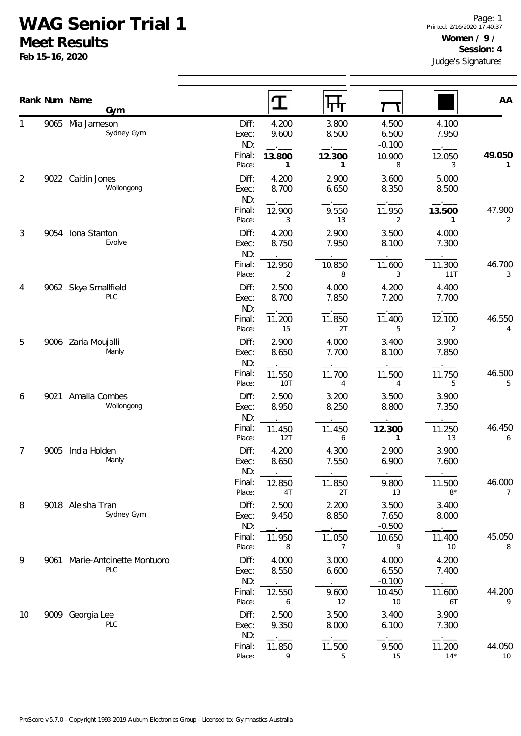# WAG Senior Trial 1

## Meet Results

**Feb 15-16, 2020**

Page: 1
Printed: 2/16/2020 17:40:37

**Women / 9 /**
**Session: 4**

Judge's Signatures

| Rank | Num | Name / Gym | | Vault | Uneven Bars | Beam | Floor | AA |
|---|---|---|---|---|---|---|---|---|
| 1 | 9065 | Mia Jameson<br>Sydney Gym | Diff: | 4.200 | 3.800 | 4.500 | 4.100 | |
| | | | Exec: | 9.600 | 8.500 | 6.500 | 7.950 | |
| | | | ND: | . | . | -0.100 | . | |
| | | | Final: | **13.800** | **12.300** | 10.900 | 12.050 | **49.050** |
| | | | Place: | **1** | **1** | 8 | 3 | **1** |
| 2 | 9022 | Caitlin Jones<br>Wollongong | Diff: | 4.200 | 2.900 | 3.600 | 5.000 | |
| | | | Exec: | 8.700 | 6.650 | 8.350 | 8.500 | |
| | | | ND: | . | . | . | . | |
| | | | Final: | 12.900 | 9.550 | 11.950 | **13.500** | 47.900 |
| | | | Place: | 3 | 13 | 2 | **1** | 2 |
| 3 | 9054 | Iona Stanton<br>Evolve | Diff: | 4.200 | 2.900 | 3.500 | 4.000 | |
| | | | Exec: | 8.750 | 7.950 | 8.100 | 7.300 | |
| | | | ND: | . | . | . | . | |
| | | | Final: | 12.950 | 10.850 | 11.600 | 11.300 | 46.700 |
| | | | Place: | 2 | 8 | 3 | 11T | 3 |
| 4 | 9062 | Skye Smallfield<br>PLC | Diff: | 2.500 | 4.000 | 4.200 | 4.400 | |
| | | | Exec: | 8.700 | 7.850 | 7.200 | 7.700 | |
| | | | ND: | . | . | . | . | |
| | | | Final: | 11.200 | 11.850 | 11.400 | 12.100 | 46.550 |
| | | | Place: | 15 | 2T | 5 | 2 | 4 |
| 5 | 9006 | Zaria Moujalli<br>Manly | Diff: | 2.900 | 4.000 | 3.400 | 3.900 | |
| | | | Exec: | 8.650 | 7.700 | 8.100 | 7.850 | |
| | | | ND: | . | . | . | . | |
| | | | Final: | 11.550 | 11.700 | 11.500 | 11.750 | 46.500 |
| | | | Place: | 10T | 4 | 4 | 5 | 5 |
| 6 | 9021 | Amalia Combes<br>Wollongong | Diff: | 2.500 | 3.200 | 3.500 | 3.900 | |
| | | | Exec: | 8.950 | 8.250 | 8.800 | 7.350 | |
| | | | ND: | . | . | . | . | |
| | | | Final: | 11.450 | 11.450 | **12.300** | 11.250 | 46.450 |
| | | | Place: | 12T | 6 | **1** | 13 | 6 |
| 7 | 9005 | India Holden<br>Manly | Diff: | 4.200 | 4.300 | 2.900 | 3.900 | |
| | | | Exec: | 8.650 | 7.550 | 6.900 | 7.600 | |
| | | | ND: | . | . | . | . | |
| | | | Final: | 12.850 | 11.850 | 9.800 | 11.500 | 46.000 |
| | | | Place: | 4T | 2T | 13 | 8* | 7 |
| 8 | 9018 | Aleisha Tran<br>Sydney Gym | Diff: | 2.500 | 2.200 | 3.500 | 3.400 | |
| | | | Exec: | 9.450 | 8.850 | 7.650 | 8.000 | |
| | | | ND: | . | . | -0.500 | . | |
| | | | Final: | 11.950 | 11.050 | 10.650 | 11.400 | 45.050 |
| | | | Place: | 8 | 7 | 9 | 10 | 8 |
| 9 | 9061 | Marie-Antoinette Montuoro<br>PLC | Diff: | 4.000 | 3.000 | 4.000 | 4.200 | |
| | | | Exec: | 8.550 | 6.600 | 6.550 | 7.400 | |
| | | | ND: | . | . | -0.100 | . | |
| | | | Final: | 12.550 | 9.600 | 10.450 | 11.600 | 44.200 |
| | | | Place: | 6 | 12 | 10 | 6T | 9 |
| 10 | 9009 | Georgia Lee<br>PLC | Diff: | 2.500 | 3.500 | 3.400 | 3.900 | |
| | | | Exec: | 9.350 | 8.000 | 6.100 | 7.300 | |
| | | | ND: | . | . | . | . | |
| | | | Final: | 11.850 | 11.500 | 9.500 | 11.200 | 44.050 |
| | | | Place: | 9 | 5 | 15 | 14* | 10 |

ProScore v5.7.0 - Copyright 1993-2019 Auburn Electronics Group - Licensed to: Gymnastics Australia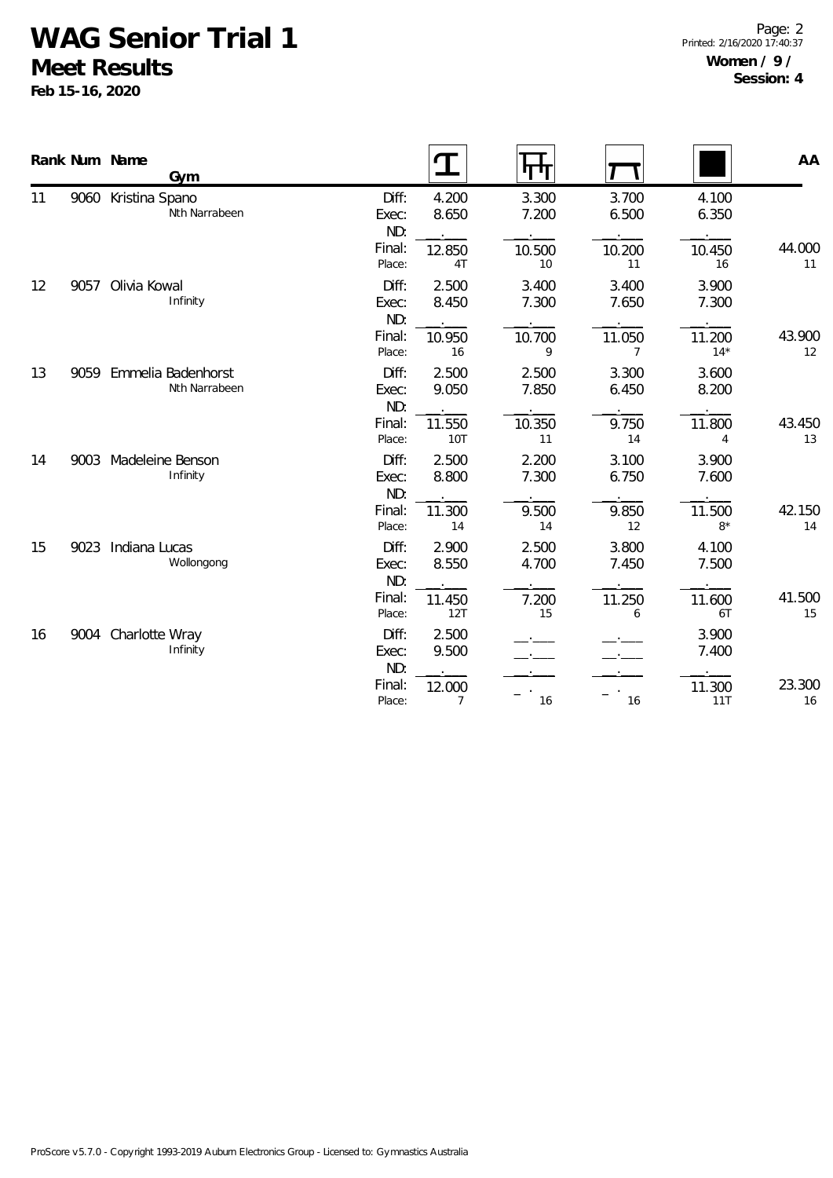# WAG Senior Trial 1

## Meet Results

**Feb 15-16, 2020**

**Women / 9 / Session: 4**

| Rank | Num | Name / Gym | | Vault | Bars | Beam | Floor | AA |
|---|---|---|---|---|---|---|---|---|
| 11 | 9060 | Kristina Spano | Diff: | 4.200 | 3.300 | 3.700 | 4.100 | |
| | | Nth Narrabeen | Exec: | 8.650 | 7.200 | 6.500 | 6.350 | |
| | | | ND: | . | . | . | . | |
| | | | Final: | 12.850 | 10.500 | 10.200 | 10.450 | 44.000 |
| | | | Place: | 4T | 10 | 11 | 16 | 11 |
| 12 | 9057 | Olivia Kowal | Diff: | 2.500 | 3.400 | 3.400 | 3.900 | |
| | | Infinity | Exec: | 8.450 | 7.300 | 7.650 | 7.300 | |
| | | | ND: | . | . | . | . | |
| | | | Final: | 10.950 | 10.700 | 11.050 | 11.200 | 43.900 |
| | | | Place: | 16 | 9 | 7 | 14* | 12 |
| 13 | 9059 | Emmelia Badenhorst | Diff: | 2.500 | 2.500 | 3.300 | 3.600 | |
| | | Nth Narrabeen | Exec: | 9.050 | 7.850 | 6.450 | 8.200 | |
| | | | ND: | . | . | . | . | |
| | | | Final: | 11.550 | 10.350 | 9.750 | 11.800 | 43.450 |
| | | | Place: | 10T | 11 | 14 | 4 | 13 |
| 14 | 9003 | Madeleine Benson | Diff: | 2.500 | 2.200 | 3.100 | 3.900 | |
| | | Infinity | Exec: | 8.800 | 7.300 | 6.750 | 7.600 | |
| | | | ND: | . | . | . | . | |
| | | | Final: | 11.300 | 9.500 | 9.850 | 11.500 | 42.150 |
| | | | Place: | 14 | 14 | 12 | 8* | 14 |
| 15 | 9023 | Indiana Lucas | Diff: | 2.900 | 2.500 | 3.800 | 4.100 | |
| | | Wollongong | Exec: | 8.550 | 4.700 | 7.450 | 7.500 | |
| | | | ND: | . | . | . | . | |
| | | | Final: | 11.450 | 7.200 | 11.250 | 11.600 | 41.500 |
| | | | Place: | 12T | 15 | 6 | 6T | 15 |
| 16 | 9004 | Charlotte Wray | Diff: | 2.500 | . | . | 3.900 | |
| | | Infinity | Exec: | 9.500 | . | . | 7.400 | |
| | | | ND: | . | . | . | . | |
| | | | Final: | 12.000 | _ . | _ . | 11.300 | 23.300 |
| | | | Place: | 7 | 16 | 16 | 11T | 16 |

ProScore v5.7.0 - Copyright 1993-2019 Auburn Electronics Group - Licensed to: Gymnastics Australia